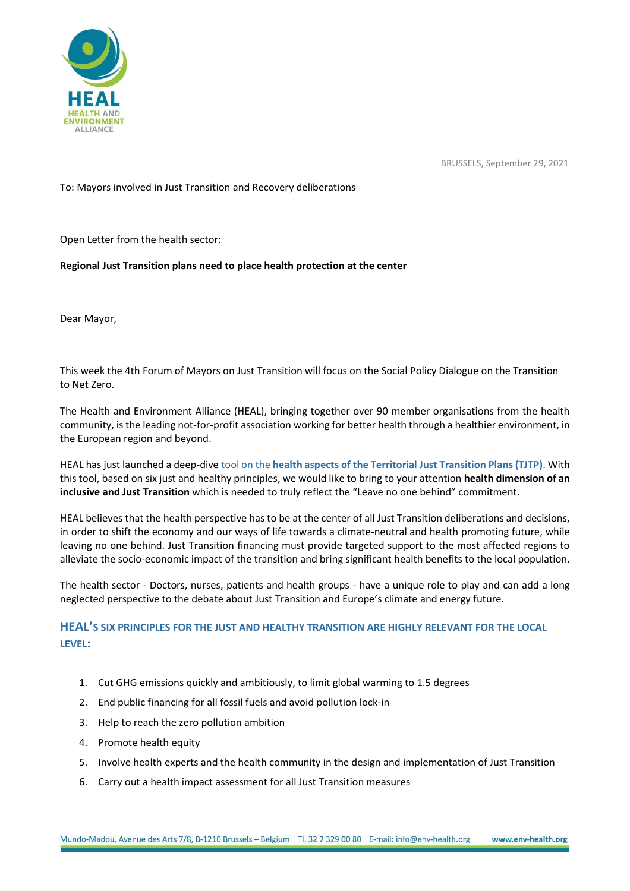HEAL
HEALTH AND ENVIRONMENT ALLIANCE

BRUSSELS, September 29, 2021

To: Mayors involved in Just Transition and Recovery deliberations

Open Letter from the health sector:

**Regional Just Transition plans need to place health protection at the center**

Dear Mayor,

This week the 4th Forum of Mayors on Just Transition will focus on the Social Policy Dialogue on the Transition to Net Zero.

The Health and Environment Alliance (HEAL), bringing together over 90 member organisations from the health community, is the leading not-for-profit association working for better health through a healthier environment, in the European region and beyond.

HEAL has just launched a deep-dive tool on the **health aspects of the Territorial Just Transition Plans (TJTP)**. With this tool, based on six just and healthy principles, we would like to bring to your attention **health dimension of an inclusive and Just Transition** which is needed to truly reflect the "Leave no one behind" commitment.

HEAL believes that the health perspective has to be at the center of all Just Transition deliberations and decisions, in order to shift the economy and our ways of life towards a climate-neutral and health promoting future, while leaving no one behind. Just Transition financing must provide targeted support to the most affected regions to alleviate the socio-economic impact of the transition and bring significant health benefits to the local population.

The health sector - Doctors, nurses, patients and health groups - have a unique role to play and can add a long neglected perspective to the debate about Just Transition and Europe's climate and energy future.

## HEAL'S SIX PRINCIPLES FOR THE JUST AND HEALTHY TRANSITION ARE HIGHLY RELEVANT FOR THE LOCAL LEVEL:

1. Cut GHG emissions quickly and ambitiously, to limit global warming to 1.5 degrees
2. End public financing for all fossil fuels and avoid pollution lock-in
3. Help to reach the zero pollution ambition
4. Promote health equity
5. Involve health experts and the health community in the design and implementation of Just Transition
6. Carry out a health impact assessment for all Just Transition measures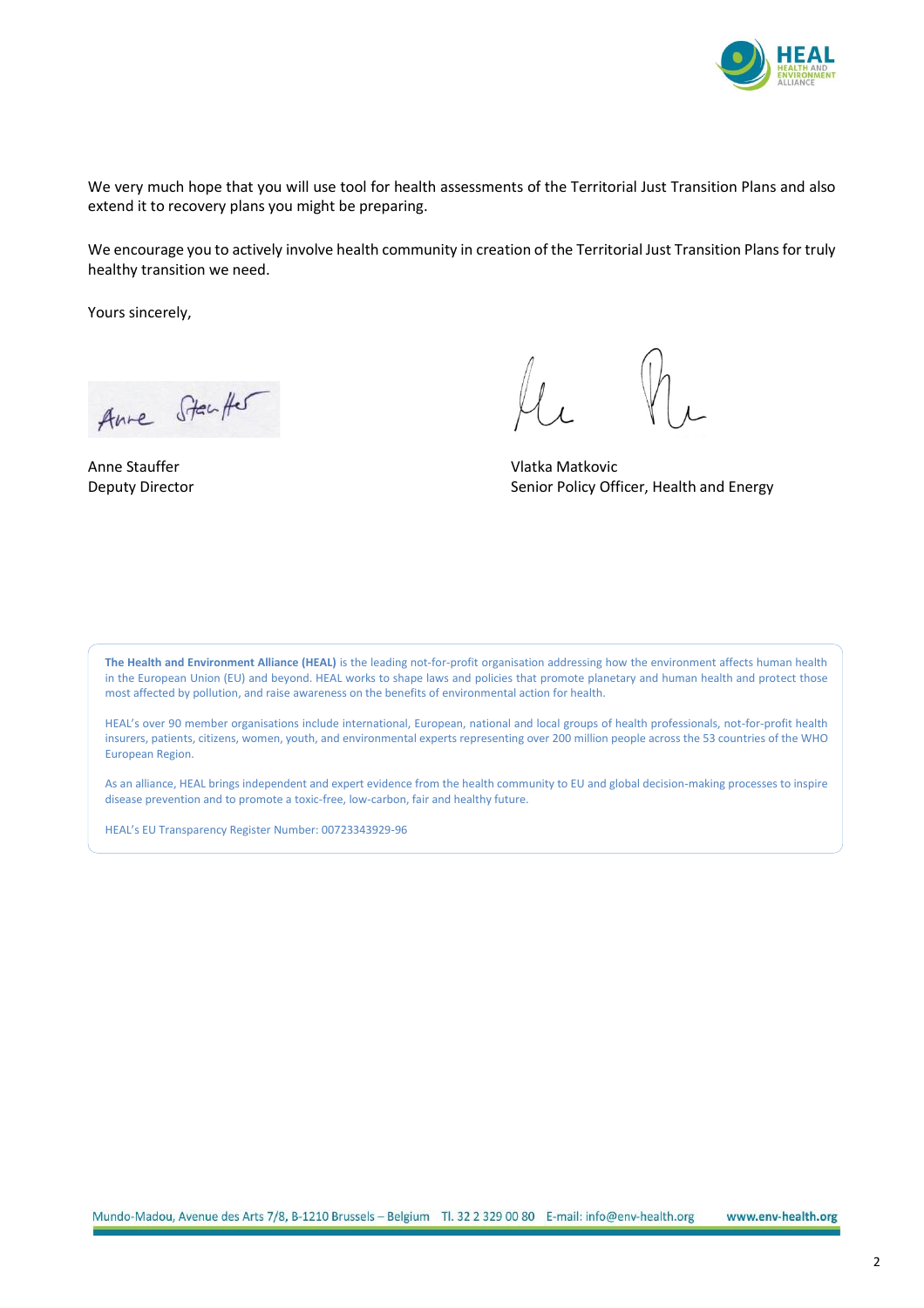We very much hope that you will use tool for health assessments of the Territorial Just Transition Plans and also extend it to recovery plans you might be preparing.

We encourage you to actively involve health community in creation of the Territorial Just Transition Plans for truly healthy transition we need.

Yours sincerely,

Anne Stauffer
Deputy Director

Vlatka Matkovic
Senior Policy Officer, Health and Energy

**The Health and Environment Alliance (HEAL)** is the leading not-for-profit organisation addressing how the environment affects human health in the European Union (EU) and beyond. HEAL works to shape laws and policies that promote planetary and human health and protect those most affected by pollution, and raise awareness on the benefits of environmental action for health.

HEAL's over 90 member organisations include international, European, national and local groups of health professionals, not-for-profit health insurers, patients, citizens, women, youth, and environmental experts representing over 200 million people across the 53 countries of the WHO European Region.

As an alliance, HEAL brings independent and expert evidence from the health community to EU and global decision-making processes to inspire disease prevention and to promote a toxic-free, low-carbon, fair and healthy future.

HEAL's EU Transparency Register Number: 00723343929-96